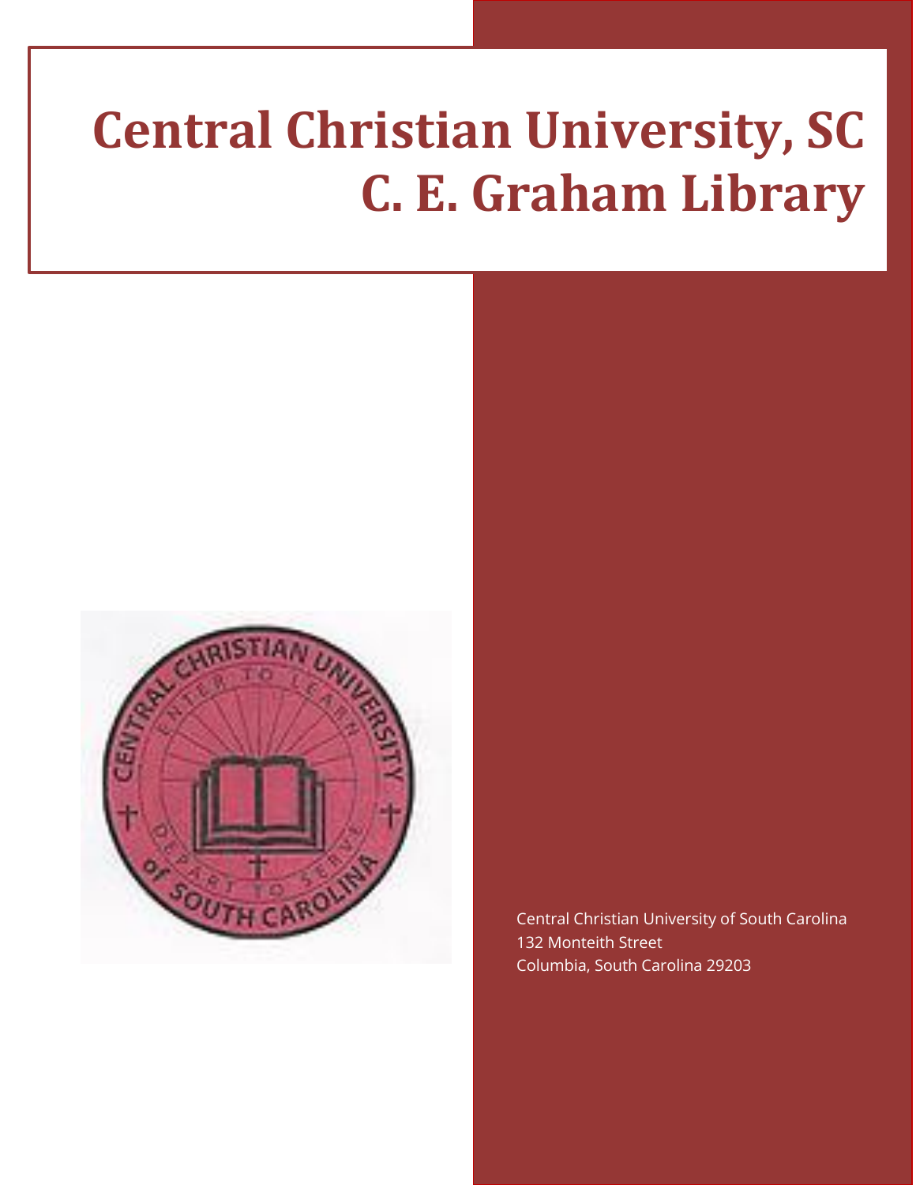# Central Christian University, SC
# C. E. Graham Library

Central Christian University of South Carolina
132 Monteith Street
Columbia, South Carolina 29203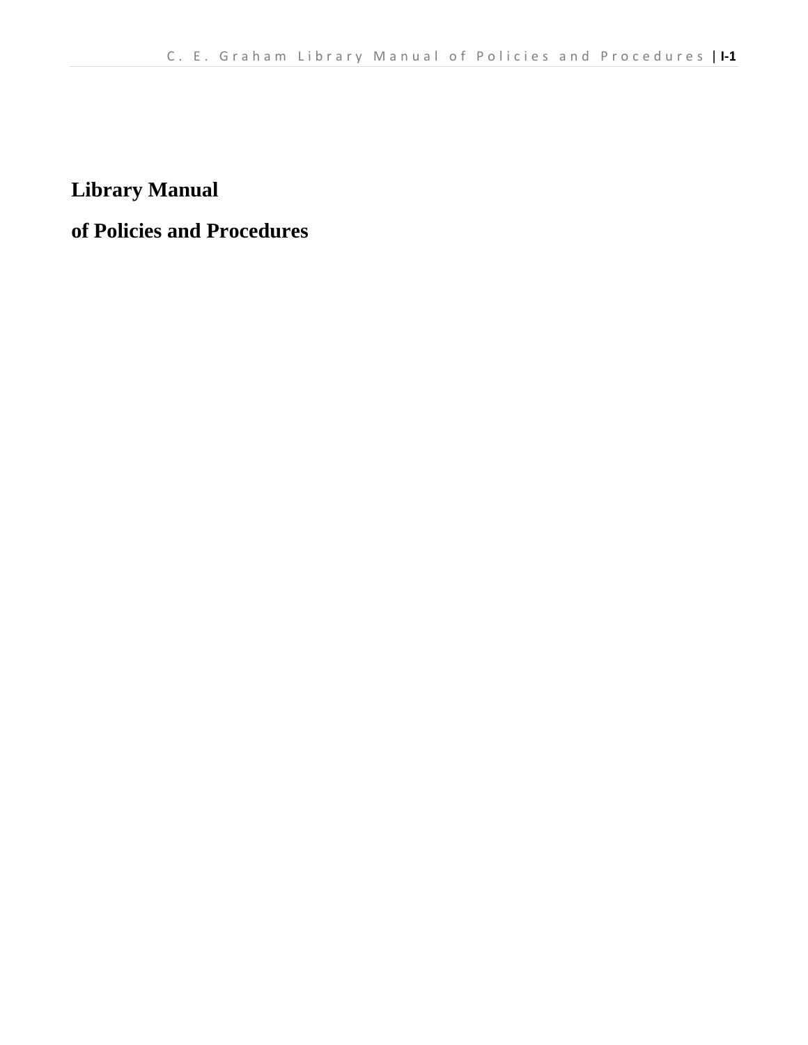# Library Manual

# of Policies and Procedures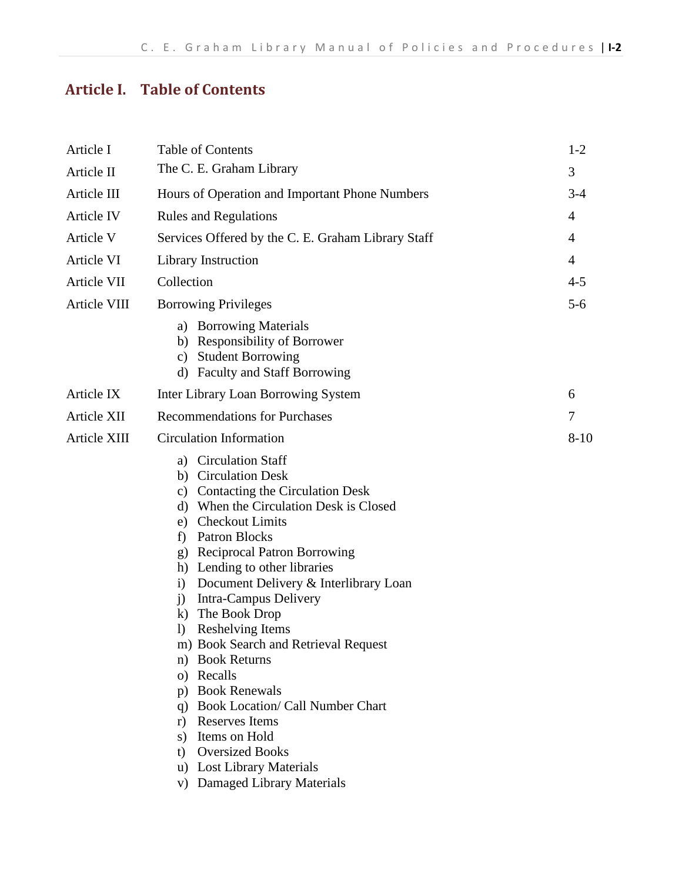## Article I. Table of Contents

| | | |
|---|---|---|
| Article I | Table of Contents | 1-2 |
| Article II | The C. E. Graham Library | 3 |
| Article III | Hours of Operation and Important Phone Numbers | 3-4 |
| Article IV | Rules and Regulations | 4 |
| Article V | Services Offered by the C. E. Graham Library Staff | 4 |
| Article VI | Library Instruction | 4 |
| Article VII | Collection | 4-5 |
| Article VIII | Borrowing Privileges<br>a) Borrowing Materials<br>b) Responsibility of Borrower<br>c) Student Borrowing<br>d) Faculty and Staff Borrowing | 5-6 |
| Article IX | Inter Library Loan Borrowing System | 6 |
| Article XII | Recommendations for Purchases | 7 |
| Article XIII | Circulation Information<br>a) Circulation Staff<br>b) Circulation Desk<br>c) Contacting the Circulation Desk<br>d) When the Circulation Desk is Closed<br>e) Checkout Limits<br>f) Patron Blocks<br>g) Reciprocal Patron Borrowing<br>h) Lending to other libraries<br>i) Document Delivery & Interlibrary Loan<br>j) Intra-Campus Delivery<br>k) The Book Drop<br>l) Reshelving Items<br>m) Book Search and Retrieval Request<br>n) Book Returns<br>o) Recalls<br>p) Book Renewals<br>q) Book Location/ Call Number Chart<br>r) Reserves Items<br>s) Items on Hold<br>t) Oversized Books<br>u) Lost Library Materials<br>v) Damaged Library Materials | 8-10 |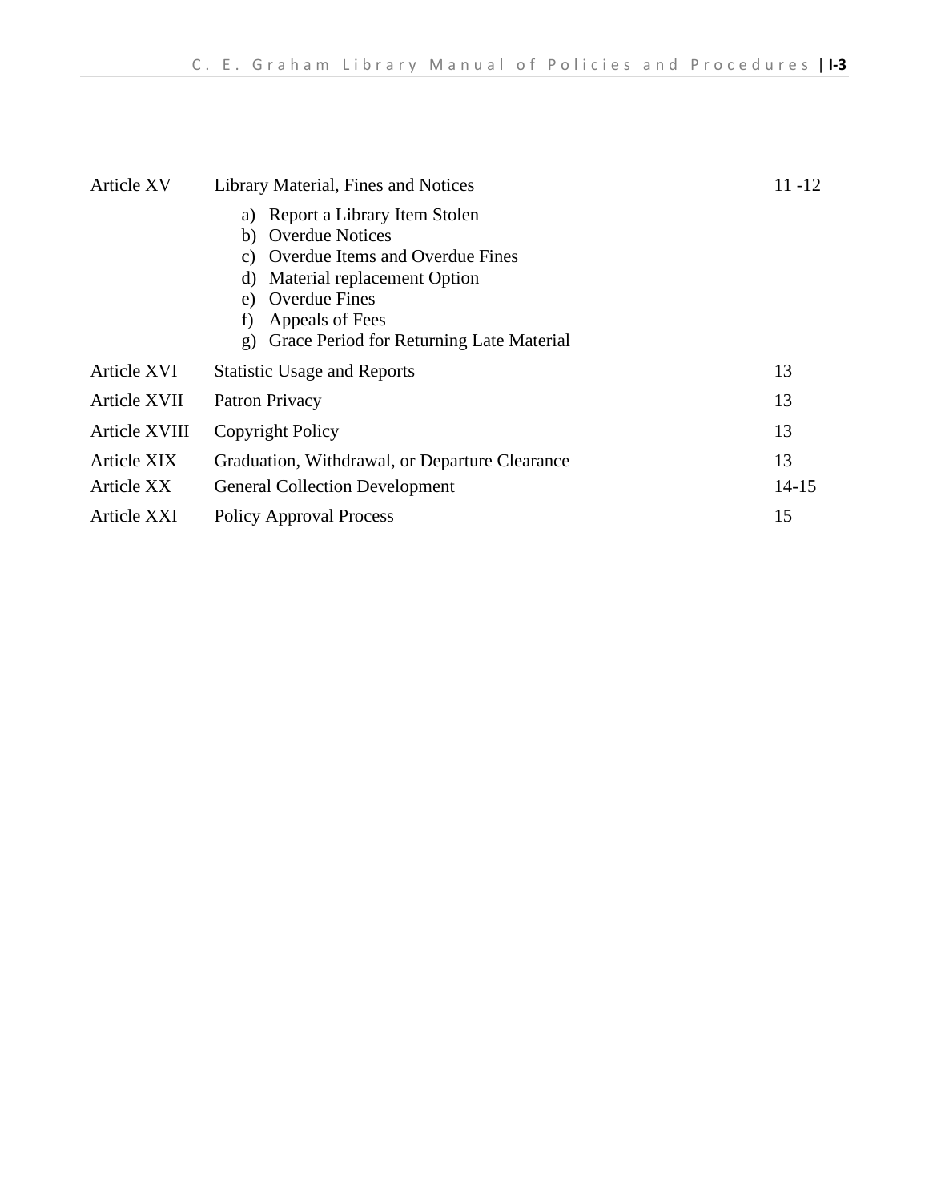| Article | Title | Page |
|---|---|---|
| Article XV | Library Material, Fines and Notices<br>a) Report a Library Item Stolen<br>b) Overdue Notices<br>c) Overdue Items and Overdue Fines<br>d) Material replacement Option<br>e) Overdue Fines<br>f) Appeals of Fees<br>g) Grace Period for Returning Late Material | 11 -12 |
| Article XVI | Statistic Usage and Reports | 13 |
| Article XVII | Patron Privacy | 13 |
| Article XVIII | Copyright Policy | 13 |
| Article XIX | Graduation, Withdrawal, or Departure Clearance | 13 |
| Article XX | General Collection Development | 14-15 |
| Article XXI | Policy Approval Process | 15 |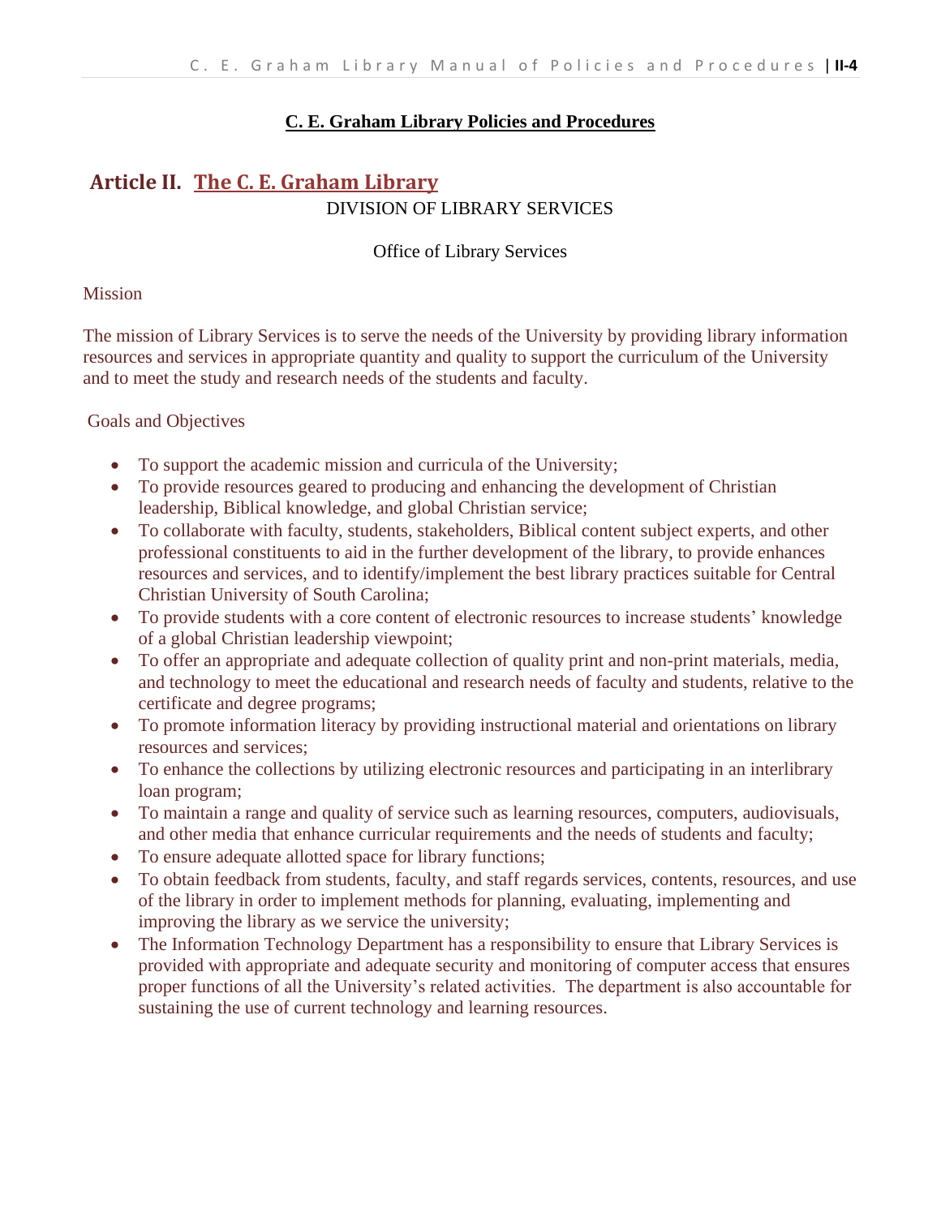**C. E. Graham Library Policies and Procedures**

## Article II. The C. E. Graham Library

DIVISION OF LIBRARY SERVICES

Office of Library Services

Mission

The mission of Library Services is to serve the needs of the University by providing library information resources and services in appropriate quantity and quality to support the curriculum of the University and to meet the study and research needs of the students and faculty.

Goals and Objectives

- To support the academic mission and curricula of the University;
- To provide resources geared to producing and enhancing the development of Christian leadership, Biblical knowledge, and global Christian service;
- To collaborate with faculty, students, stakeholders, Biblical content subject experts, and other professional constituents to aid in the further development of the library, to provide enhances resources and services, and to identify/implement the best library practices suitable for Central Christian University of South Carolina;
- To provide students with a core content of electronic resources to increase students' knowledge of a global Christian leadership viewpoint;
- To offer an appropriate and adequate collection of quality print and non-print materials, media, and technology to meet the educational and research needs of faculty and students, relative to the certificate and degree programs;
- To promote information literacy by providing instructional material and orientations on library resources and services;
- To enhance the collections by utilizing electronic resources and participating in an interlibrary loan program;
- To maintain a range and quality of service such as learning resources, computers, audiovisuals, and other media that enhance curricular requirements and the needs of students and faculty;
- To ensure adequate allotted space for library functions;
- To obtain feedback from students, faculty, and staff regards services, contents, resources, and use of the library in order to implement methods for planning, evaluating, implementing and improving the library as we service the university;
- The Information Technology Department has a responsibility to ensure that Library Services is provided with appropriate and adequate security and monitoring of computer access that ensures proper functions of all the University's related activities. The department is also accountable for sustaining the use of current technology and learning resources.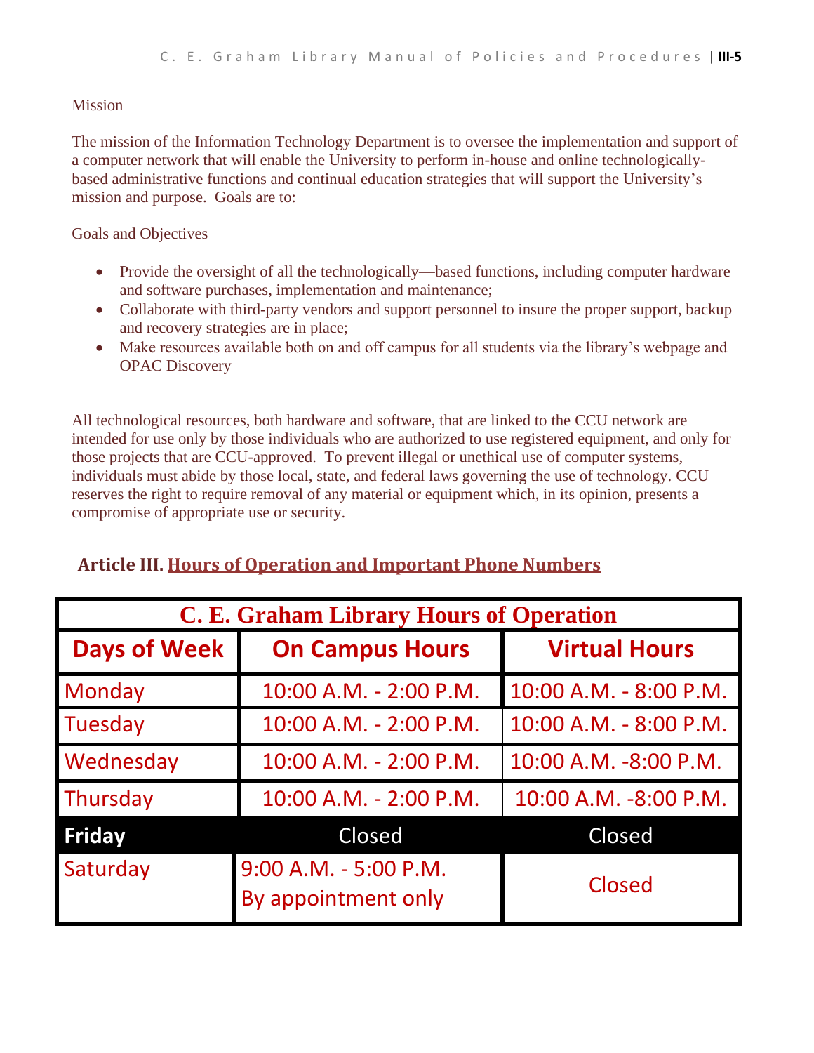Mission

The mission of the Information Technology Department is to oversee the implementation and support of a computer network that will enable the University to perform in-house and online technologically-based administrative functions and continual education strategies that will support the University's mission and purpose. Goals are to:

Goals and Objectives

- Provide the oversight of all the technologically—based functions, including computer hardware and software purchases, implementation and maintenance;
- Collaborate with third-party vendors and support personnel to insure the proper support, backup and recovery strategies are in place;
- Make resources available both on and off campus for all students via the library's webpage and OPAC Discovery

All technological resources, both hardware and software, that are linked to the CCU network are intended for use only by those individuals who are authorized to use registered equipment, and only for those projects that are CCU-approved. To prevent illegal or unethical use of computer systems, individuals must abide by those local, state, and federal laws governing the use of technology. CCU reserves the right to require removal of any material or equipment which, in its opinion, presents a compromise of appropriate use or security.

## Article III. Hours of Operation and Important Phone Numbers

| C. E. Graham Library Hours of Operation | | |
|---|---|---|
| **Days of Week** | **On Campus Hours** | **Virtual Hours** |
| Monday | 10:00 A.M. - 2:00 P.M. | 10:00 A.M. - 8:00 P.M. |
| Tuesday | 10:00 A.M. - 2:00 P.M. | 10:00 A.M. - 8:00 P.M. |
| Wednesday | 10:00 A.M. - 2:00 P.M. | 10:00 A.M. -8:00 P.M. |
| Thursday | 10:00 A.M. - 2:00 P.M. | 10:00 A.M. -8:00 P.M. |
| **Friday** | Closed | Closed |
| Saturday | 9:00 A.M. - 5:00 P.M. By appointment only | Closed |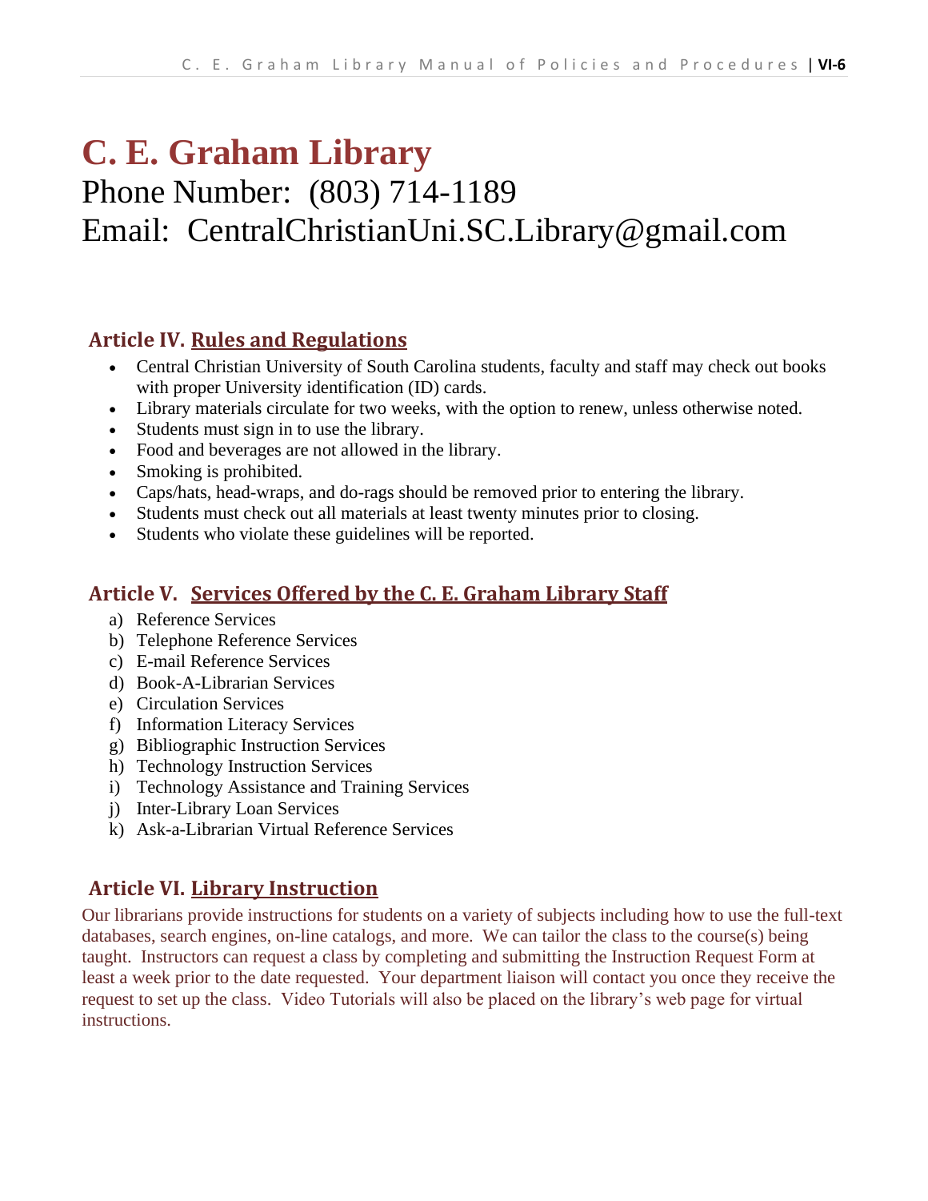# C. E. Graham Library

Phone Number: (803) 714-1189

Email: CentralChristianUni.SC.Library@gmail.com

## Article IV. Rules and Regulations

- Central Christian University of South Carolina students, faculty and staff may check out books with proper University identification (ID) cards.
- Library materials circulate for two weeks, with the option to renew, unless otherwise noted.
- Students must sign in to use the library.
- Food and beverages are not allowed in the library.
- Smoking is prohibited.
- Caps/hats, head-wraps, and do-rags should be removed prior to entering the library.
- Students must check out all materials at least twenty minutes prior to closing.
- Students who violate these guidelines will be reported.

## Article V. Services Offered by the C. E. Graham Library Staff

a) Reference Services
b) Telephone Reference Services
c) E-mail Reference Services
d) Book-A-Librarian Services
e) Circulation Services
f) Information Literacy Services
g) Bibliographic Instruction Services
h) Technology Instruction Services
i) Technology Assistance and Training Services
j) Inter-Library Loan Services
k) Ask-a-Librarian Virtual Reference Services

## Article VI. Library Instruction

Our librarians provide instructions for students on a variety of subjects including how to use the full-text databases, search engines, on-line catalogs, and more. We can tailor the class to the course(s) being taught. Instructors can request a class by completing and submitting the Instruction Request Form at least a week prior to the date requested. Your department liaison will contact you once they receive the request to set up the class. Video Tutorials will also be placed on the library's web page for virtual instructions.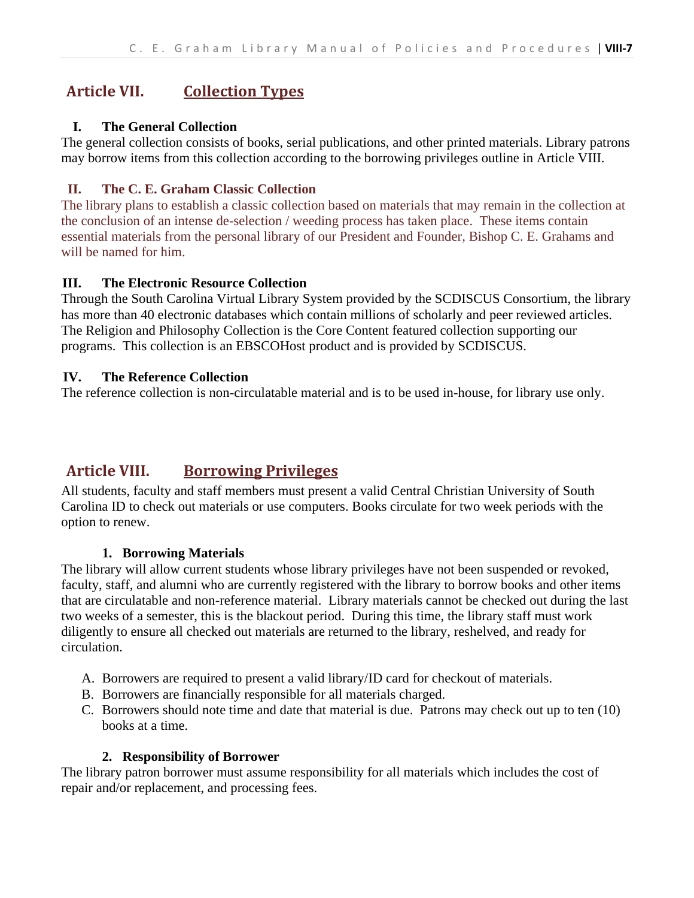## Article VII. Collection Types

### I. The General Collection

The general collection consists of books, serial publications, and other printed materials. Library patrons may borrow items from this collection according to the borrowing privileges outline in Article VIII.

### II. The C. E. Graham Classic Collection

The library plans to establish a classic collection based on materials that may remain in the collection at the conclusion of an intense de-selection / weeding process has taken place. These items contain essential materials from the personal library of our President and Founder, Bishop C. E. Grahams and will be named for him.

### III. The Electronic Resource Collection

Through the South Carolina Virtual Library System provided by the SCDISCUS Consortium, the library has more than 40 electronic databases which contain millions of scholarly and peer reviewed articles. The Religion and Philosophy Collection is the Core Content featured collection supporting our programs. This collection is an EBSCOHost product and is provided by SCDISCUS.

### IV. The Reference Collection

The reference collection is non-circulatable material and is to be used in-house, for library use only.

## Article VIII. Borrowing Privileges

All students, faculty and staff members must present a valid Central Christian University of South Carolina ID to check out materials or use computers. Books circulate for two week periods with the option to renew.

### 1. Borrowing Materials

The library will allow current students whose library privileges have not been suspended or revoked, faculty, staff, and alumni who are currently registered with the library to borrow books and other items that are circulatable and non-reference material. Library materials cannot be checked out during the last two weeks of a semester, this is the blackout period. During this time, the library staff must work diligently to ensure all checked out materials are returned to the library, reshelved, and ready for circulation.

A. Borrowers are required to present a valid library/ID card for checkout of materials.
B. Borrowers are financially responsible for all materials charged.
C. Borrowers should note time and date that material is due. Patrons may check out up to ten (10) books at a time.

### 2. Responsibility of Borrower

The library patron borrower must assume responsibility for all materials which includes the cost of repair and/or replacement, and processing fees.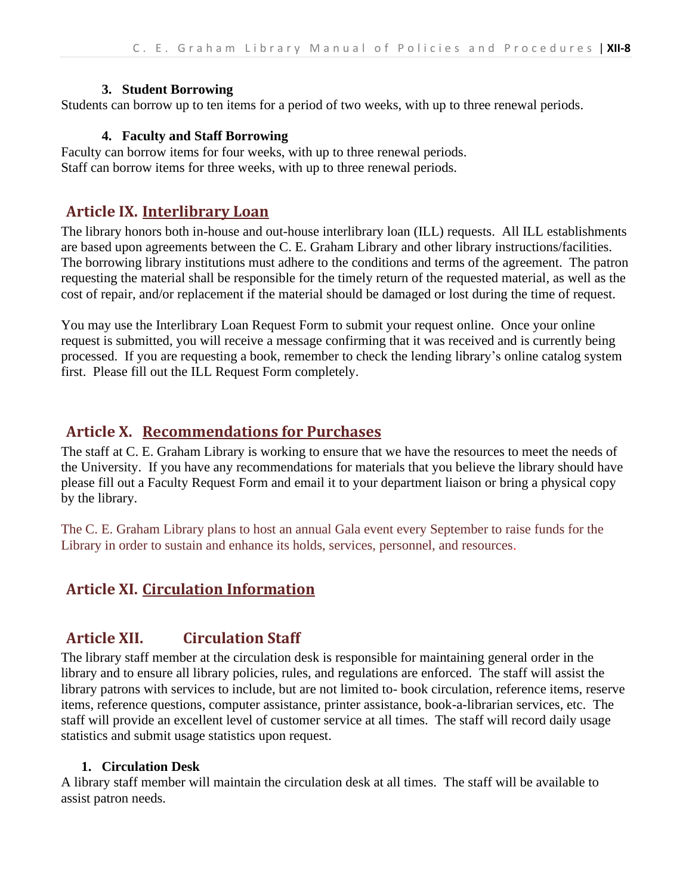### 3. Student Borrowing

Students can borrow up to ten items for a period of two weeks, with up to three renewal periods.

### 4. Faculty and Staff Borrowing

Faculty can borrow items for four weeks, with up to three renewal periods.
Staff can borrow items for three weeks, with up to three renewal periods.

## Article IX. Interlibrary Loan

The library honors both in-house and out-house interlibrary loan (ILL) requests. All ILL establishments are based upon agreements between the C. E. Graham Library and other library instructions/facilities. The borrowing library institutions must adhere to the conditions and terms of the agreement. The patron requesting the material shall be responsible for the timely return of the requested material, as well as the cost of repair, and/or replacement if the material should be damaged or lost during the time of request.

You may use the Interlibrary Loan Request Form to submit your request online. Once your online request is submitted, you will receive a message confirming that it was received and is currently being processed. If you are requesting a book, remember to check the lending library's online catalog system first. Please fill out the ILL Request Form completely.

## Article X. Recommendations for Purchases

The staff at C. E. Graham Library is working to ensure that we have the resources to meet the needs of the University. If you have any recommendations for materials that you believe the library should have please fill out a Faculty Request Form and email it to your department liaison or bring a physical copy by the library.

The C. E. Graham Library plans to host an annual Gala event every September to raise funds for the Library in order to sustain and enhance its holds, services, personnel, and resources.

## Article XI. Circulation Information

## Article XII. Circulation Staff

The library staff member at the circulation desk is responsible for maintaining general order in the library and to ensure all library policies, rules, and regulations are enforced. The staff will assist the library patrons with services to include, but are not limited to- book circulation, reference items, reserve items, reference questions, computer assistance, printer assistance, book-a-librarian services, etc. The staff will provide an excellent level of customer service at all times. The staff will record daily usage statistics and submit usage statistics upon request.

### 1. Circulation Desk

A library staff member will maintain the circulation desk at all times. The staff will be available to assist patron needs.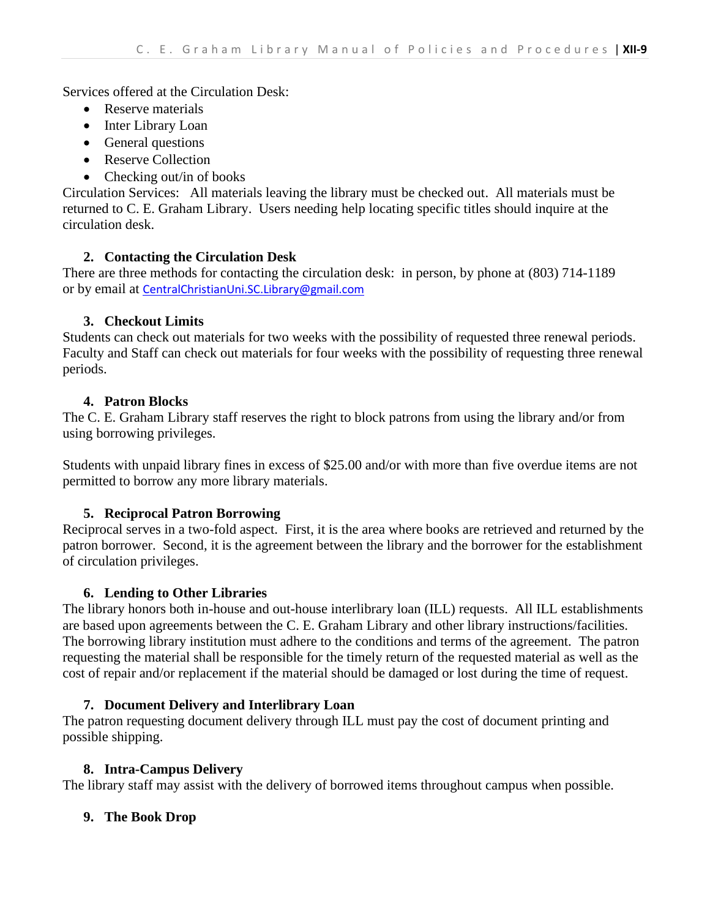Services offered at the Circulation Desk:

- Reserve materials
- Inter Library Loan
- General questions
- Reserve Collection
- Checking out/in of books

Circulation Services: All materials leaving the library must be checked out. All materials must be returned to C. E. Graham Library. Users needing help locating specific titles should inquire at the circulation desk.

**2. Contacting the Circulation Desk**

There are three methods for contacting the circulation desk: in person, by phone at (803) 714-1189 or by email at CentralChristianUni.SC.Library@gmail.com

**3. Checkout Limits**

Students can check out materials for two weeks with the possibility of requested three renewal periods. Faculty and Staff can check out materials for four weeks with the possibility of requesting three renewal periods.

**4. Patron Blocks**

The C. E. Graham Library staff reserves the right to block patrons from using the library and/or from using borrowing privileges.

Students with unpaid library fines in excess of $25.00 and/or with more than five overdue items are not permitted to borrow any more library materials.

**5. Reciprocal Patron Borrowing**

Reciprocal serves in a two-fold aspect. First, it is the area where books are retrieved and returned by the patron borrower. Second, it is the agreement between the library and the borrower for the establishment of circulation privileges.

**6. Lending to Other Libraries**

The library honors both in-house and out-house interlibrary loan (ILL) requests. All ILL establishments are based upon agreements between the C. E. Graham Library and other library instructions/facilities. The borrowing library institution must adhere to the conditions and terms of the agreement. The patron requesting the material shall be responsible for the timely return of the requested material as well as the cost of repair and/or replacement if the material should be damaged or lost during the time of request.

**7. Document Delivery and Interlibrary Loan**

The patron requesting document delivery through ILL must pay the cost of document printing and possible shipping.

**8. Intra-Campus Delivery**

The library staff may assist with the delivery of borrowed items throughout campus when possible.

**9. The Book Drop**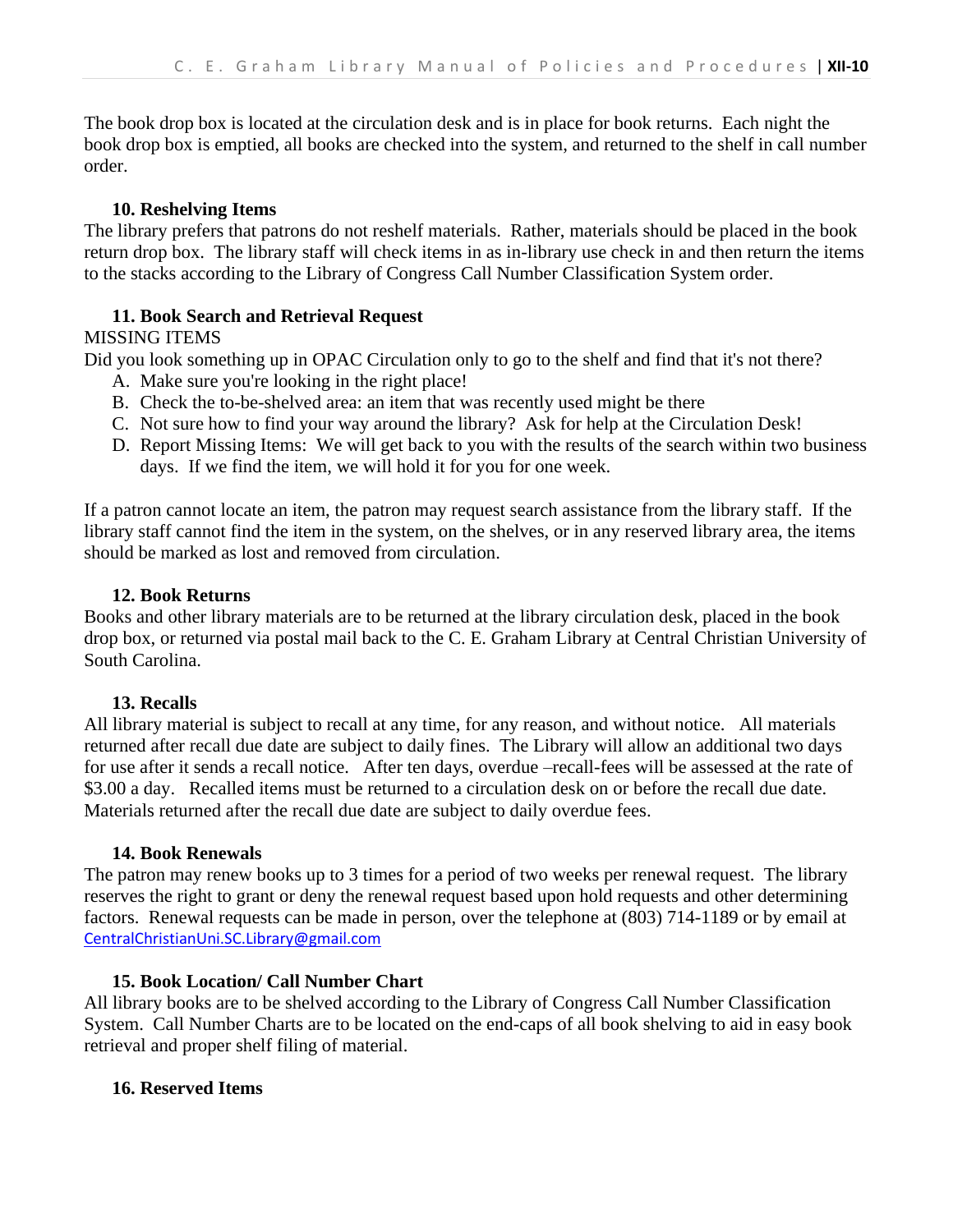The book drop box is located at the circulation desk and is in place for book returns. Each night the book drop box is emptied, all books are checked into the system, and returned to the shelf in call number order.

### 10. Reshelving Items

The library prefers that patrons do not reshelf materials. Rather, materials should be placed in the book return drop box. The library staff will check items in as in-library use check in and then return the items to the stacks according to the Library of Congress Call Number Classification System order.

### 11. Book Search and Retrieval Request

MISSING ITEMS

Did you look something up in OPAC Circulation only to go to the shelf and find that it's not there?

A. Make sure you're looking in the right place!
B. Check the to-be-shelved area: an item that was recently used might be there
C. Not sure how to find your way around the library? Ask for help at the Circulation Desk!
D. Report Missing Items: We will get back to you with the results of the search within two business days. If we find the item, we will hold it for you for one week.

If a patron cannot locate an item, the patron may request search assistance from the library staff. If the library staff cannot find the item in the system, on the shelves, or in any reserved library area, the items should be marked as lost and removed from circulation.

### 12. Book Returns

Books and other library materials are to be returned at the library circulation desk, placed in the book drop box, or returned via postal mail back to the C. E. Graham Library at Central Christian University of South Carolina.

### 13. Recalls

All library material is subject to recall at any time, for any reason, and without notice. All materials returned after recall due date are subject to daily fines. The Library will allow an additional two days for use after it sends a recall notice. After ten days, overdue –recall-fees will be assessed at the rate of $3.00 a day. Recalled items must be returned to a circulation desk on or before the recall due date. Materials returned after the recall due date are subject to daily overdue fees.

### 14. Book Renewals

The patron may renew books up to 3 times for a period of two weeks per renewal request. The library reserves the right to grant or deny the renewal request based upon hold requests and other determining factors. Renewal requests can be made in person, over the telephone at (803) 714-1189 or by email at CentralChristianUni.SC.Library@gmail.com

### 15. Book Location/ Call Number Chart

All library books are to be shelved according to the Library of Congress Call Number Classification System. Call Number Charts are to be located on the end-caps of all book shelving to aid in easy book retrieval and proper shelf filing of material.

### 16. Reserved Items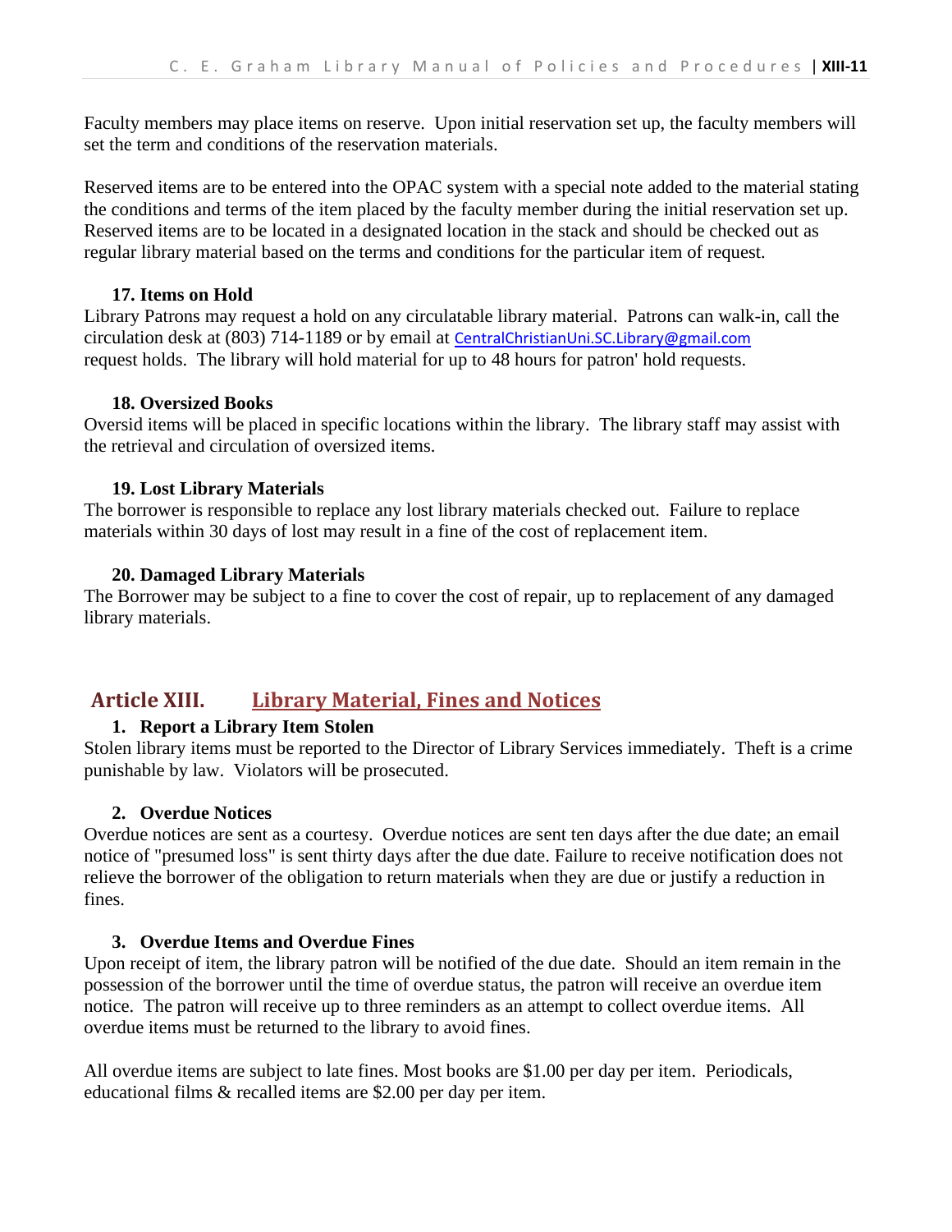Faculty members may place items on reserve. Upon initial reservation set up, the faculty members will set the term and conditions of the reservation materials.

Reserved items are to be entered into the OPAC system with a special note added to the material stating the conditions and terms of the item placed by the faculty member during the initial reservation set up. Reserved items are to be located in a designated location in the stack and should be checked out as regular library material based on the terms and conditions for the particular item of request.

### 17. Items on Hold

Library Patrons may request a hold on any circulatable library material. Patrons can walk-in, call the circulation desk at (803) 714-1189 or by email at CentralChristianUni.SC.Library@gmail.com request holds. The library will hold material for up to 48 hours for patron' hold requests.

### 18. Oversized Books

Oversid items will be placed in specific locations within the library. The library staff may assist with the retrieval and circulation of oversized items.

### 19. Lost Library Materials

The borrower is responsible to replace any lost library materials checked out. Failure to replace materials within 30 days of lost may result in a fine of the cost of replacement item.

### 20. Damaged Library Materials

The Borrower may be subject to a fine to cover the cost of repair, up to replacement of any damaged library materials.

## Article XIII. Library Material, Fines and Notices

### 1. Report a Library Item Stolen

Stolen library items must be reported to the Director of Library Services immediately. Theft is a crime punishable by law. Violators will be prosecuted.

### 2. Overdue Notices

Overdue notices are sent as a courtesy. Overdue notices are sent ten days after the due date; an email notice of "presumed loss" is sent thirty days after the due date. Failure to receive notification does not relieve the borrower of the obligation to return materials when they are due or justify a reduction in fines.

### 3. Overdue Items and Overdue Fines

Upon receipt of item, the library patron will be notified of the due date. Should an item remain in the possession of the borrower until the time of overdue status, the patron will receive an overdue item notice. The patron will receive up to three reminders as an attempt to collect overdue items. All overdue items must be returned to the library to avoid fines.

All overdue items are subject to late fines. Most books are $1.00 per day per item. Periodicals, educational films & recalled items are $2.00 per day per item.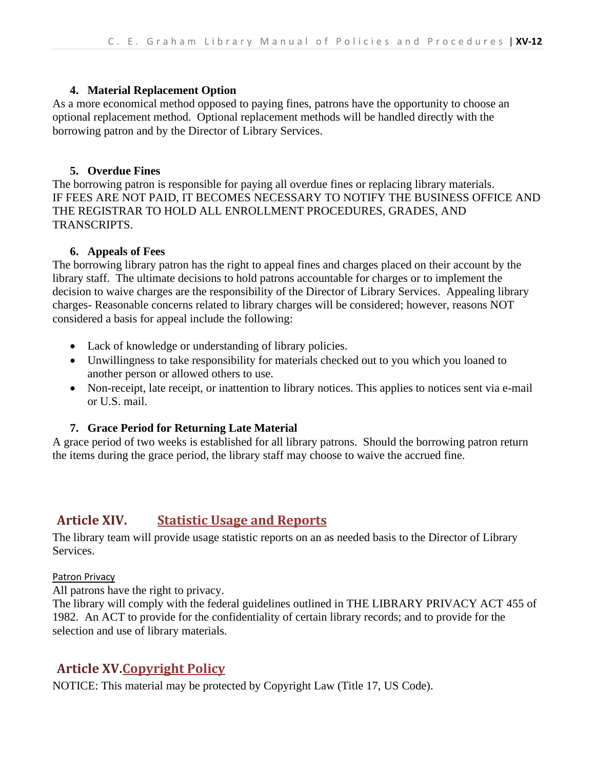### 4. Material Replacement Option

As a more economical method opposed to paying fines, patrons have the opportunity to choose an optional replacement method. Optional replacement methods will be handled directly with the borrowing patron and by the Director of Library Services.

### 5. Overdue Fines

The borrowing patron is responsible for paying all overdue fines or replacing library materials. IF FEES ARE NOT PAID, IT BECOMES NECESSARY TO NOTIFY THE BUSINESS OFFICE AND THE REGISTRAR TO HOLD ALL ENROLLMENT PROCEDURES, GRADES, AND TRANSCRIPTS.

### 6. Appeals of Fees

The borrowing library patron has the right to appeal fines and charges placed on their account by the library staff. The ultimate decisions to hold patrons accountable for charges or to implement the decision to waive charges are the responsibility of the Director of Library Services. Appealing library charges- Reasonable concerns related to library charges will be considered; however, reasons NOT considered a basis for appeal include the following:

- Lack of knowledge or understanding of library policies.
- Unwillingness to take responsibility for materials checked out to you which you loaned to another person or allowed others to use.
- Non-receipt, late receipt, or inattention to library notices. This applies to notices sent via e-mail or U.S. mail.

### 7. Grace Period for Returning Late Material

A grace period of two weeks is established for all library patrons. Should the borrowing patron return the items during the grace period, the library staff may choose to waive the accrued fine.

## Article XIV. Statistic Usage and Reports

The library team will provide usage statistic reports on an as needed basis to the Director of Library Services.

Patron Privacy

All patrons have the right to privacy.
The library will comply with the federal guidelines outlined in THE LIBRARY PRIVACY ACT 455 of 1982. An ACT to provide for the confidentiality of certain library records; and to provide for the selection and use of library materials.

## Article XV. Copyright Policy

NOTICE: This material may be protected by Copyright Law (Title 17, US Code).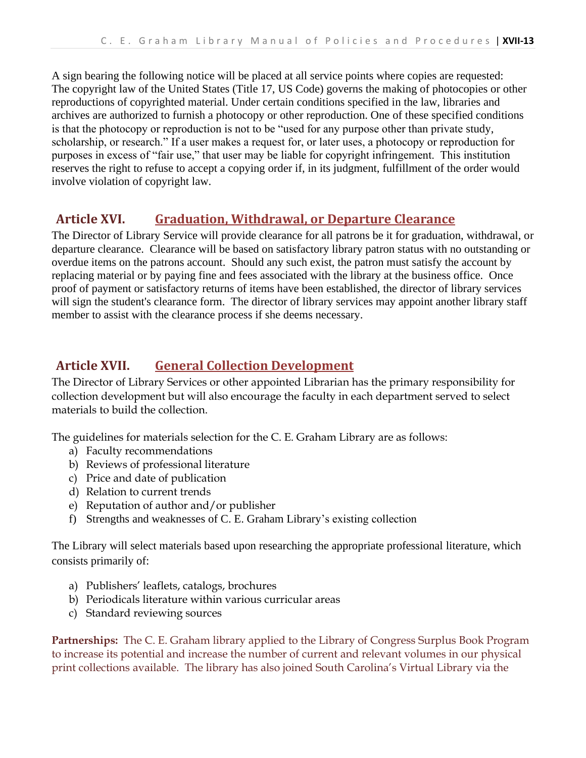A sign bearing the following notice will be placed at all service points where copies are requested: The copyright law of the United States (Title 17, US Code) governs the making of photocopies or other reproductions of copyrighted material. Under certain conditions specified in the law, libraries and archives are authorized to furnish a photocopy or other reproduction. One of these specified conditions is that the photocopy or reproduction is not to be "used for any purpose other than private study, scholarship, or research." If a user makes a request for, or later uses, a photocopy or reproduction for purposes in excess of "fair use," that user may be liable for copyright infringement. This institution reserves the right to refuse to accept a copying order if, in its judgment, fulfillment of the order would involve violation of copyright law.

## Article XVI. Graduation, Withdrawal, or Departure Clearance

The Director of Library Service will provide clearance for all patrons be it for graduation, withdrawal, or departure clearance. Clearance will be based on satisfactory library patron status with no outstanding or overdue items on the patrons account. Should any such exist, the patron must satisfy the account by replacing material or by paying fine and fees associated with the library at the business office. Once proof of payment or satisfactory returns of items have been established, the director of library services will sign the student's clearance form. The director of library services may appoint another library staff member to assist with the clearance process if she deems necessary.

## Article XVII. General Collection Development

The Director of Library Services or other appointed Librarian has the primary responsibility for collection development but will also encourage the faculty in each department served to select materials to build the collection.

The guidelines for materials selection for the C. E. Graham Library are as follows:

a) Faculty recommendations
b) Reviews of professional literature
c) Price and date of publication
d) Relation to current trends
e) Reputation of author and/or publisher
f) Strengths and weaknesses of C. E. Graham Library's existing collection

The Library will select materials based upon researching the appropriate professional literature, which consists primarily of:

a) Publishers' leaflets, catalogs, brochures
b) Periodicals literature within various curricular areas
c) Standard reviewing sources

**Partnerships:** The C. E. Graham library applied to the Library of Congress Surplus Book Program to increase its potential and increase the number of current and relevant volumes in our physical print collections available. The library has also joined South Carolina's Virtual Library via the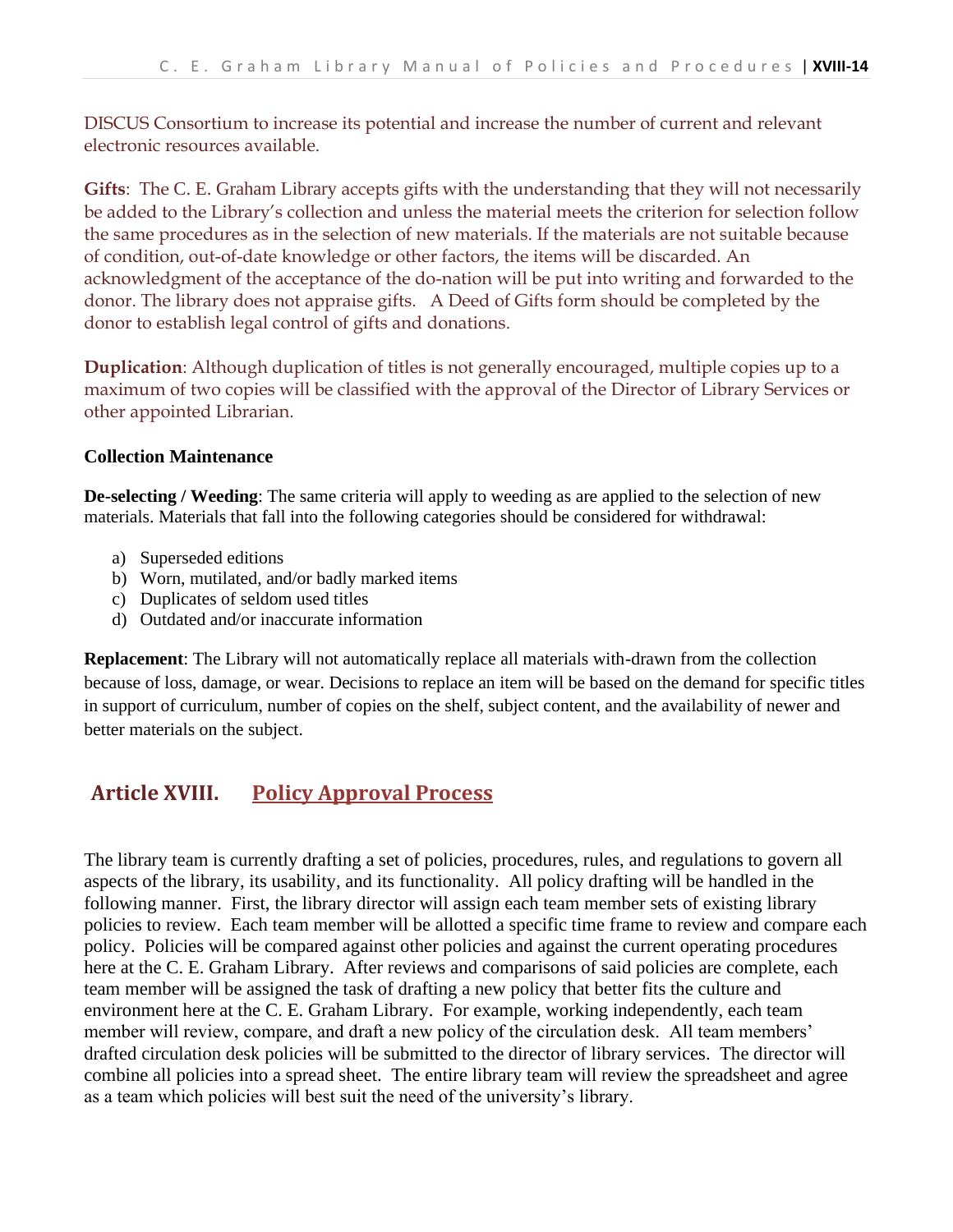DISCUS Consortium to increase its potential and increase the number of current and relevant electronic resources available.

**Gifts**: The C. E. Graham Library accepts gifts with the understanding that they will not necessarily be added to the Library's collection and unless the material meets the criterion for selection follow the same procedures as in the selection of new materials. If the materials are not suitable because of condition, out-of-date knowledge or other factors, the items will be discarded. An acknowledgment of the acceptance of the do-nation will be put into writing and forwarded to the donor. The library does not appraise gifts. A Deed of Gifts form should be completed by the donor to establish legal control of gifts and donations.

**Duplication**: Although duplication of titles is not generally encouraged, multiple copies up to a maximum of two copies will be classified with the approval of the Director of Library Services or other appointed Librarian.

**Collection Maintenance**

**De-selecting / Weeding**: The same criteria will apply to weeding as are applied to the selection of new materials. Materials that fall into the following categories should be considered for withdrawal:

a) Superseded editions
b) Worn, mutilated, and/or badly marked items
c) Duplicates of seldom used titles
d) Outdated and/or inaccurate information

**Replacement**: The Library will not automatically replace all materials with-drawn from the collection because of loss, damage, or wear. Decisions to replace an item will be based on the demand for specific titles in support of curriculum, number of copies on the shelf, subject content, and the availability of newer and better materials on the subject.

## Article XVIII. Policy Approval Process

The library team is currently drafting a set of policies, procedures, rules, and regulations to govern all aspects of the library, its usability, and its functionality. All policy drafting will be handled in the following manner. First, the library director will assign each team member sets of existing library policies to review. Each team member will be allotted a specific time frame to review and compare each policy. Policies will be compared against other policies and against the current operating procedures here at the C. E. Graham Library. After reviews and comparisons of said policies are complete, each team member will be assigned the task of drafting a new policy that better fits the culture and environment here at the C. E. Graham Library. For example, working independently, each team member will review, compare, and draft a new policy of the circulation desk. All team members' drafted circulation desk policies will be submitted to the director of library services. The director will combine all policies into a spread sheet. The entire library team will review the spreadsheet and agree as a team which policies will best suit the need of the university's library.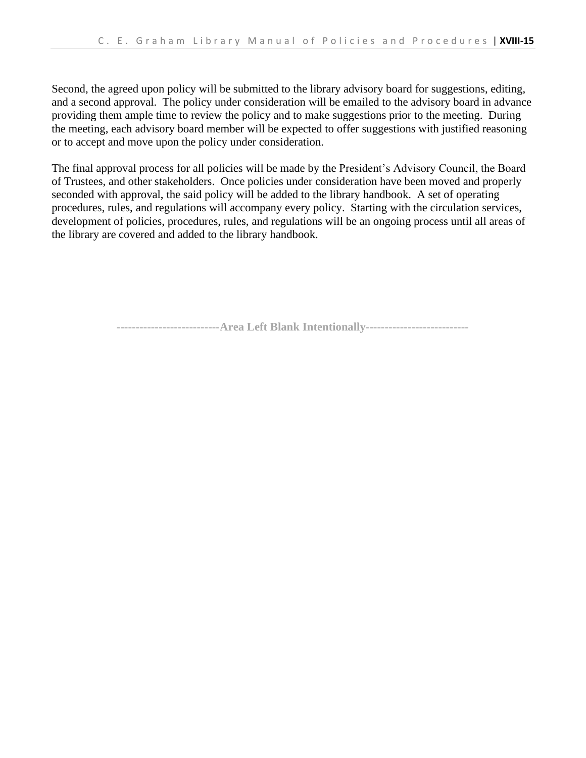Second, the agreed upon policy will be submitted to the library advisory board for suggestions, editing, and a second approval.  The policy under consideration will be emailed to the advisory board in advance providing them ample time to review the policy and to make suggestions prior to the meeting.  During the meeting, each advisory board member will be expected to offer suggestions with justified reasoning or to accept and move upon the policy under consideration.

The final approval process for all policies will be made by the President's Advisory Council, the Board of Trustees, and other stakeholders.  Once policies under consideration have been moved and properly seconded with approval, the said policy will be added to the library handbook.  A set of operating procedures, rules, and regulations will accompany every policy.  Starting with the circulation services, development of policies, procedures, rules, and regulations will be an ongoing process until all areas of the library are covered and added to the library handbook.

**--------------------------Area Left Blank Intentionally--------------------------**